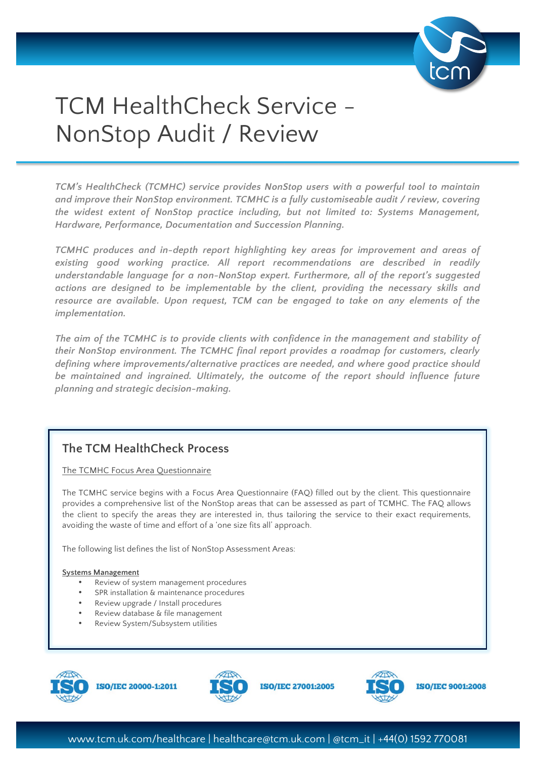# TCM HealthCheck Service - NonStop Audit / Review

*TCM's HealthCheck (TCMHC) service provides NonStop users with a powerful tool to maintain and improve their NonStop environment. TCMHC is a fully customiseable audit / review, covering the widest extent of NonStop practice including, but not limited to: Systems Management, Hardware, Performance, Documentation and Succession Planning.*

*TCMHC produces and in-depth report highlighting key areas for improvement and areas of existing good working practice. All report recommendations are described in readily understandable language for a non-NonStop expert. Furthermore, all of the report's suggested actions are designed to be implementable by the client, providing the necessary skills and resource are available. Upon request, TCM can be engaged to take on any elements of the implementation.*

*The aim of the TCMHC is to provide clients with confidence in the management and stability of their NonStop environment. The TCMHC final report provides a roadmap for customers, clearly defining where improvements/alternative practices are needed, and where good practice should be maintained and ingrained. Ultimately, the outcome of the report should influence future planning and strategic decision-making.*

## The TCM HealthCheck Process

The TCMHC Focus Area Questionnaire

The TCMHC service begins with a Focus Area Questionnaire (FAQ) filled out by the client. This questionnaire provides a comprehensive list of the NonStop areas that can be assessed as part of TCMHC. The FAQ allows the client to specify the areas they are interested in, thus tailoring the service to their exact requirements, avoiding the waste of time and effort of a 'one size fits all' approach.

The following list defines the list of NonStop Assessment Areas:

**Systems Management**

- Review of system management procedures
- SPR installation & maintenance procedures
- Review upgrade / Install procedures
- Review database & file management
- Review System/Subsystem utilities

ISO/IEC 20000-1:2011 | ISO/IEC 27001:2005 | ISO/IEC 9001:2008

www.tcm.uk.com/healthcare | healthcare@tcm.uk.com | @tcm_it | +44(0) 1592 770081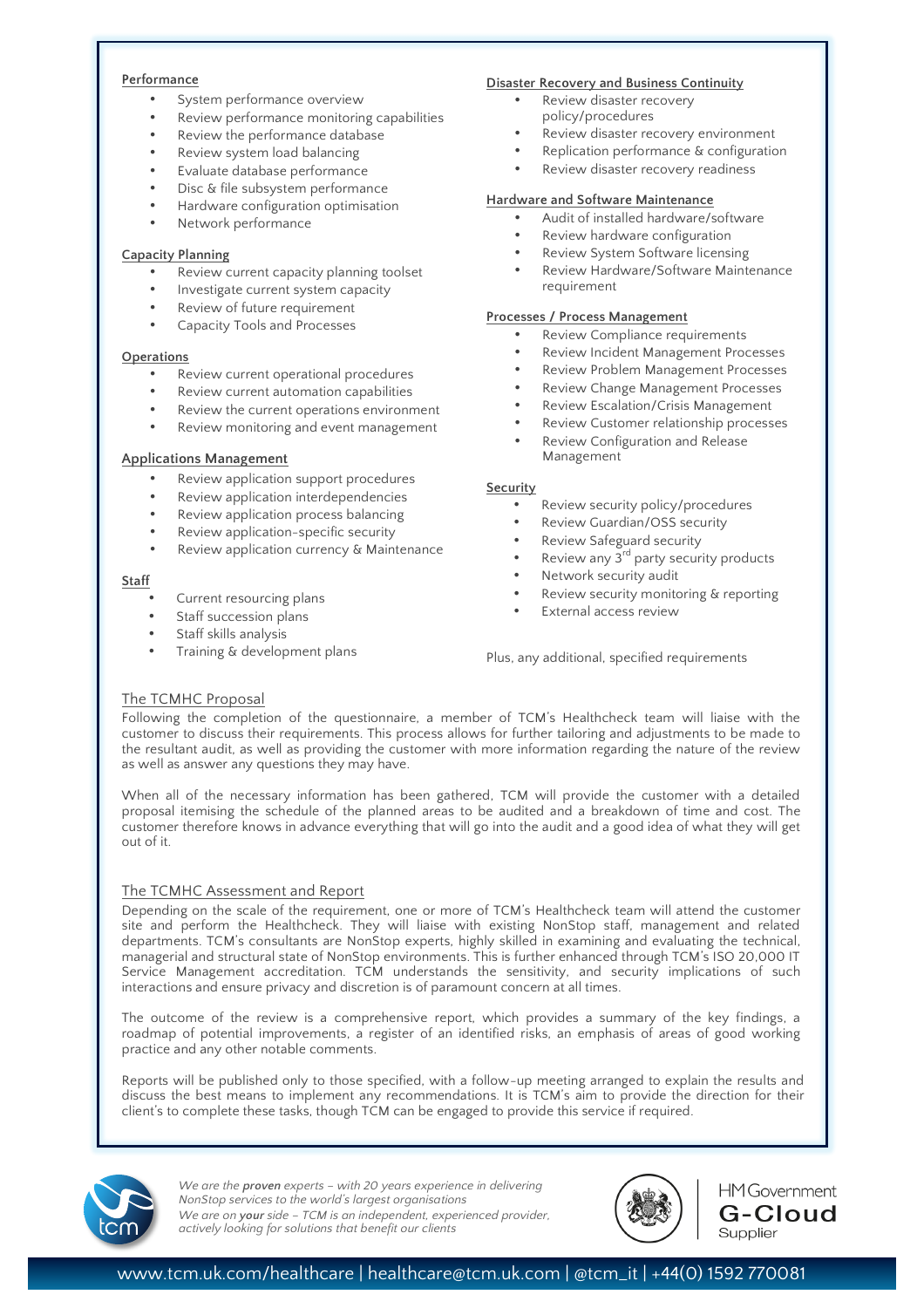**Performance**

- System performance overview
- Review performance monitoring capabilities
- Review the performance database
- Review system load balancing
- Evaluate database performance
- Disc & file subsystem performance
- Hardware configuration optimisation
- Network performance

**Capacity Planning**

- Review current capacity planning toolset
- Investigate current system capacity
- Review of future requirement
- Capacity Tools and Processes

**Operations**

- Review current operational procedures
- Review current automation capabilities
- Review the current operations environment
- Review monitoring and event management

**Applications Management**

- Review application support procedures
- Review application interdependencies
- Review application process balancing
- Review application-specific security
- Review application currency & Maintenance

**Staff**

- Current resourcing plans
- Staff succession plans
- Staff skills analysis
- Training & development plans

**Disaster Recovery and Business Continuity**

- Review disaster recovery policy/procedures
- Review disaster recovery environment
- Replication performance & configuration
- Review disaster recovery readiness

**Hardware and Software Maintenance**

- Audit of installed hardware/software
- Review hardware configuration
- Review System Software licensing
- Review Hardware/Software Maintenance requirement

**Processes / Process Management**

- Review Compliance requirements
- Review Incident Management Processes
- Review Problem Management Processes
- Review Change Management Processes
- Review Escalation/Crisis Management
- Review Customer relationship processes
- Review Configuration and Release Management

**Security**

- Review security policy/procedures
- Review Guardian/OSS security
- Review Safeguard security
- Review any 3rd party security products
- Network security audit
- Review security monitoring & reporting
- External access review

Plus, any additional, specified requirements

## The TCMHC Proposal

Following the completion of the questionnaire, a member of TCM's Healthcheck team will liaise with the customer to discuss their requirements. This process allows for further tailoring and adjustments to be made to the resultant audit, as well as providing the customer with more information regarding the nature of the review as well as answer any questions they may have.

When all of the necessary information has been gathered, TCM will provide the customer with a detailed proposal itemising the schedule of the planned areas to be audited and a breakdown of time and cost. The customer therefore knows in advance everything that will go into the audit and a good idea of what they will get out of it.

## The TCMHC Assessment and Report

Depending on the scale of the requirement, one or more of TCM's Healthcheck team will attend the customer site and perform the Healthcheck. They will liaise with existing NonStop staff, management and related departments. TCM's consultants are NonStop experts, highly skilled in examining and evaluating the technical, managerial and structural state of NonStop environments. This is further enhanced through TCM's ISO 20,000 IT Service Management accreditation. TCM understands the sensitivity, and security implications of such interactions and ensure privacy and discretion is of paramount concern at all times.

The outcome of the review is a comprehensive report, which provides a summary of the key findings, a roadmap of potential improvements, a register of an identified risks, an emphasis of areas of good working practice and any other notable comments.

Reports will be published only to those specified, with a follow-up meeting arranged to explain the results and discuss the best means to implement any recommendations. It is TCM's aim to provide the direction for their client's to complete these tasks, though TCM can be engaged to provide this service if required.

*We are the **proven** experts – with 20 years experience in delivering NonStop services to the world's largest organisations*
*We are on **your** side – TCM is an independent, experienced provider, actively looking for solutions that benefit our clients*

HM Government G-Cloud Supplier

www.tcm.uk.com/healthcare | healthcare@tcm.uk.com | @tcm_it | +44(0) 1592 770081